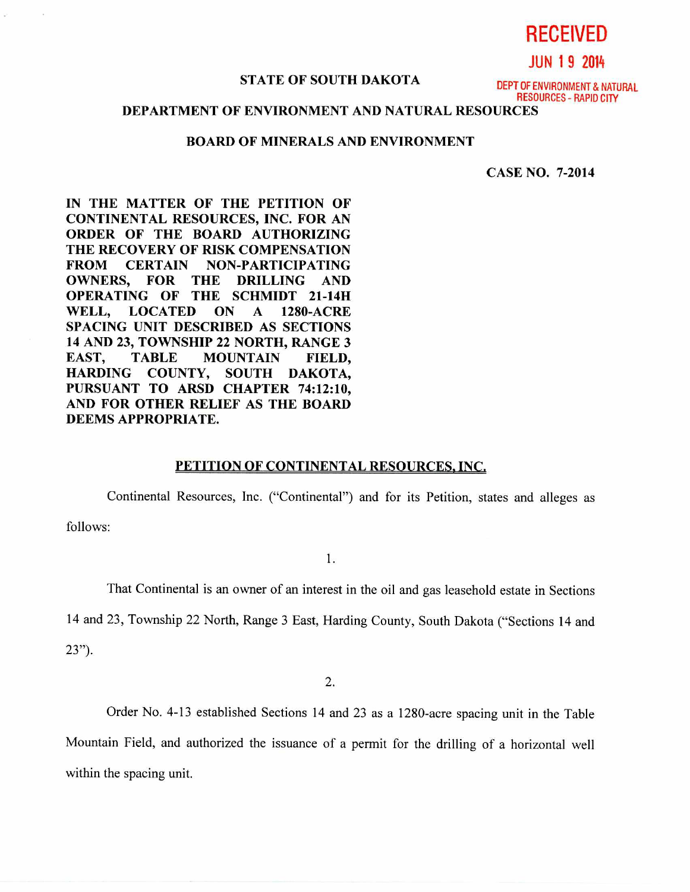RECEIVED

JUN 19 2014

DEPT OF ENVIRONMENT & NATURAL RESOURCES - RAPID CITY

**STATE OF SOUTH DAKOTA**

**DEPARTMENT OF ENVIRONMENT AND NATURAL RESOURCES**

**BOARD OF MINERALS AND ENVIRONMENT**

**CASE NO. 7-2014**

**IN THE MATTER OF THE PETITION OF CONTINENTAL RESOURCES, INC. FOR AN ORDER OF THE BOARD AUTHORIZING THE RECOVERY OF RISK COMPENSATION FROM CERTAIN NON-PARTICIPATING OWNERS, FOR THE DRILLING AND OPERATING OF THE SCHMIDT 21-14H WELL, LOCATED ON A 1280-ACRE SPACING UNIT DESCRIBED AS SECTIONS 14 AND 23, TOWNSHIP 22 NORTH, RANGE 3 EAST, TABLE MOUNTAIN FIELD, HARDING COUNTY, SOUTH DAKOTA, PURSUANT TO ARSD CHAPTER 74:12:10, AND FOR OTHER RELIEF AS THE BOARD DEEMS APPROPRIATE.**

**PETITION OF CONTINENTAL RESOURCES, INC.**

Continental Resources, Inc. ("Continental") and for its Petition, states and alleges as follows:

1.

That Continental is an owner of an interest in the oil and gas leasehold estate in Sections 14 and 23, Township 22 North, Range 3 East, Harding County, South Dakota ("Sections 14 and 23").

2.

Order No. 4-13 established Sections 14 and 23 as a 1280-acre spacing unit in the Table Mountain Field, and authorized the issuance of a permit for the drilling of a horizontal well within the spacing unit.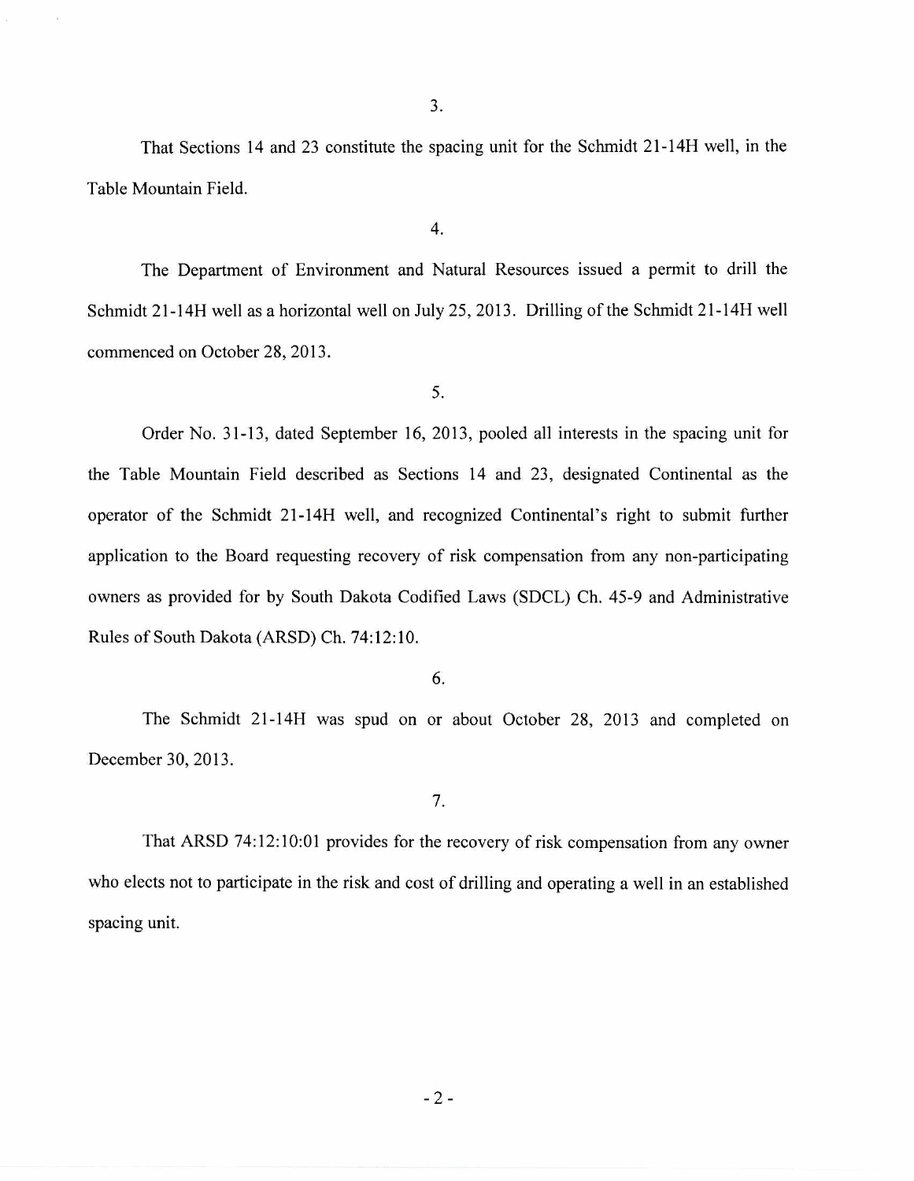3.

That Sections 14 and 23 constitute the spacing unit for the Schmidt 21-14H well, in the Table Mountain Field.

4.

The Department of Environment and Natural Resources issued a permit to drill the Schmidt 21-14H well as a horizontal well on July 25, 2013. Drilling of the Schmidt 21-14H well commenced on October 28, 2013.

5.

Order No. 31-13, dated September 16, 2013, pooled all interests in the spacing unit for the Table Mountain Field described as Sections 14 and 23, designated Continental as the operator of the Schmidt 21-14H well, and recognized Continental's right to submit further application to the Board requesting recovery of risk compensation from any non-participating owners as provided for by South Dakota Codified Laws (SDCL) Ch. 45-9 and Administrative Rules of South Dakota (ARSD) Ch. 74:12:10.

6.

The Schmidt 21-14H was spud on or about October 28, 2013 and completed on December 30, 2013.

7.

That ARSD 74:12:10:01 provides for the recovery of risk compensation from any owner who elects not to participate in the risk and cost of drilling and operating a well in an established spacing unit.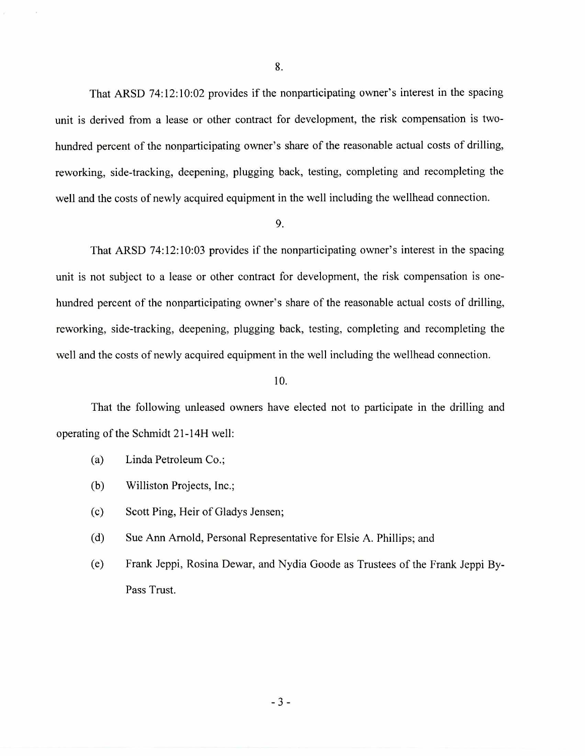8.

That ARSD 74:12:10:02 provides if the nonparticipating owner's interest in the spacing unit is derived from a lease or other contract for development, the risk compensation is two-hundred percent of the nonparticipating owner's share of the reasonable actual costs of drilling, reworking, side-tracking, deepening, plugging back, testing, completing and recompleting the well and the costs of newly acquired equipment in the well including the wellhead connection.

9.

That ARSD 74:12:10:03 provides if the nonparticipating owner's interest in the spacing unit is not subject to a lease or other contract for development, the risk compensation is one-hundred percent of the nonparticipating owner's share of the reasonable actual costs of drilling, reworking, side-tracking, deepening, plugging back, testing, completing and recompleting the well and the costs of newly acquired equipment in the well including the wellhead connection.

10.

That the following unleased owners have elected not to participate in the drilling and operating of the Schmidt 21-14H well:

(a) Linda Petroleum Co.;

(b) Williston Projects, Inc.;

(c) Scott Ping, Heir of Gladys Jensen;

(d) Sue Ann Arnold, Personal Representative for Elsie A. Phillips; and

(e) Frank Jeppi, Rosina Dewar, and Nydia Goode as Trustees of the Frank Jeppi By-Pass Trust.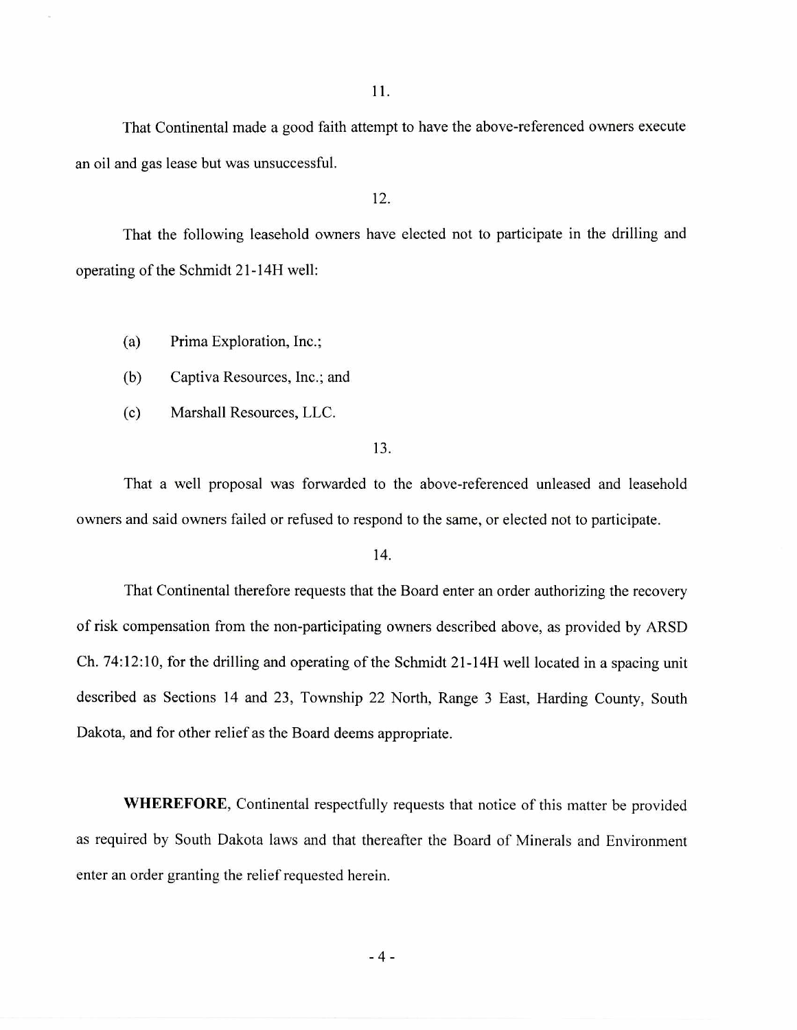11.

That Continental made a good faith attempt to have the above-referenced owners execute an oil and gas lease but was unsuccessful.

12.

That the following leasehold owners have elected not to participate in the drilling and operating of the Schmidt 21-14H well:

(a) Prima Exploration, Inc.;

(b) Captiva Resources, Inc.; and

(c) Marshall Resources, LLC.

13.

That a well proposal was forwarded to the above-referenced unleased and leasehold owners and said owners failed or refused to respond to the same, or elected not to participate.

14.

That Continental therefore requests that the Board enter an order authorizing the recovery of risk compensation from the non-participating owners described above, as provided by ARSD Ch. 74:12:10, for the drilling and operating of the Schmidt 21-14H well located in a spacing unit described as Sections 14 and 23, Township 22 North, Range 3 East, Harding County, South Dakota, and for other relief as the Board deems appropriate.

**WHEREFORE**, Continental respectfully requests that notice of this matter be provided as required by South Dakota laws and that thereafter the Board of Minerals and Environment enter an order granting the relief requested herein.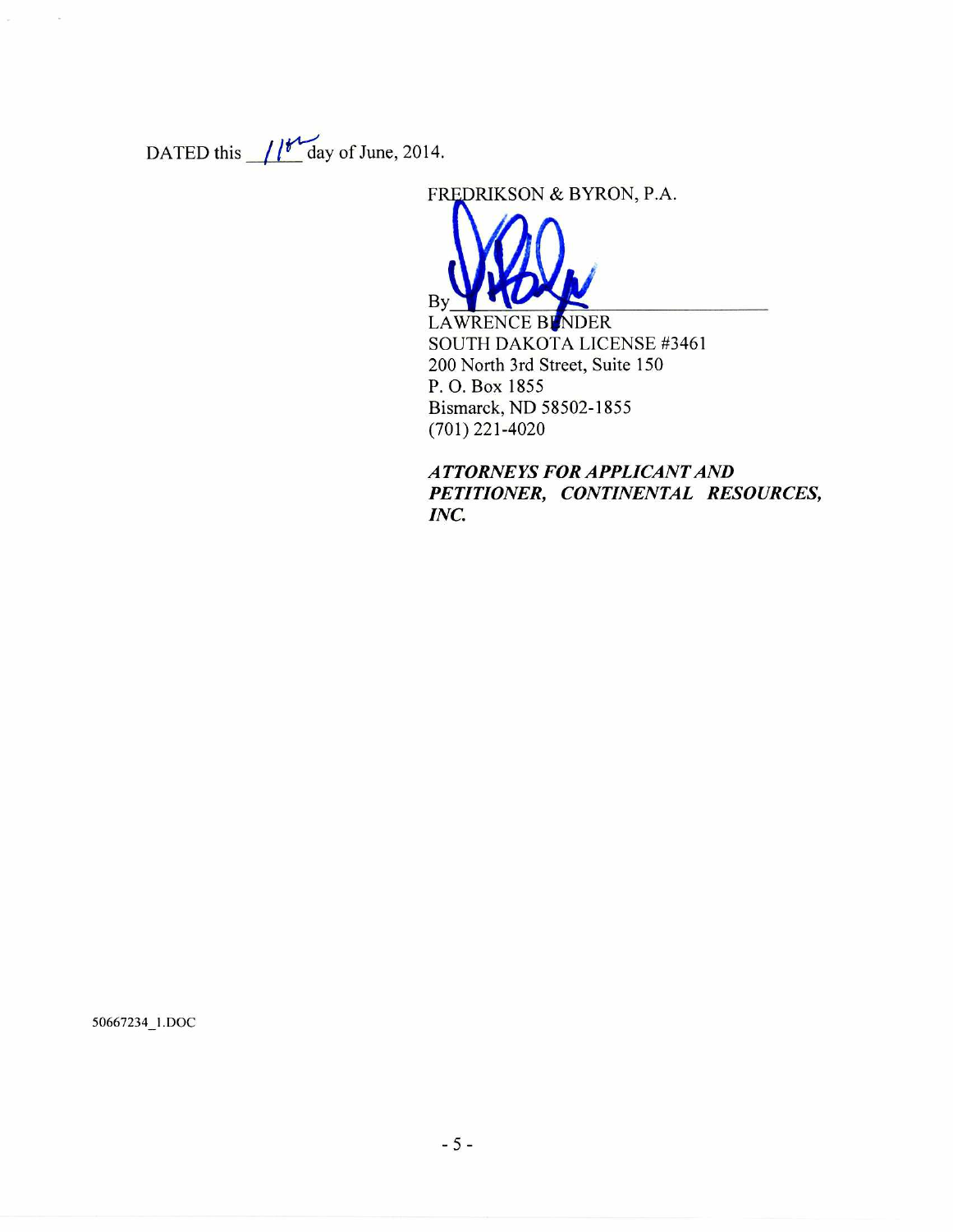DATED this 11th day of June, 2014.

FREDRIKSON & BYRON, P.A.

By ______________________________
LAWRENCE BENDER
SOUTH DAKOTA LICENSE #3461
200 North 3rd Street, Suite 150
P. O. Box 1855
Bismarck, ND 58502-1855
(701) 221-4020

***ATTORNEYS FOR APPLICANT AND PETITIONER, CONTINENTAL RESOURCES, INC.***

50667234_1.DOC